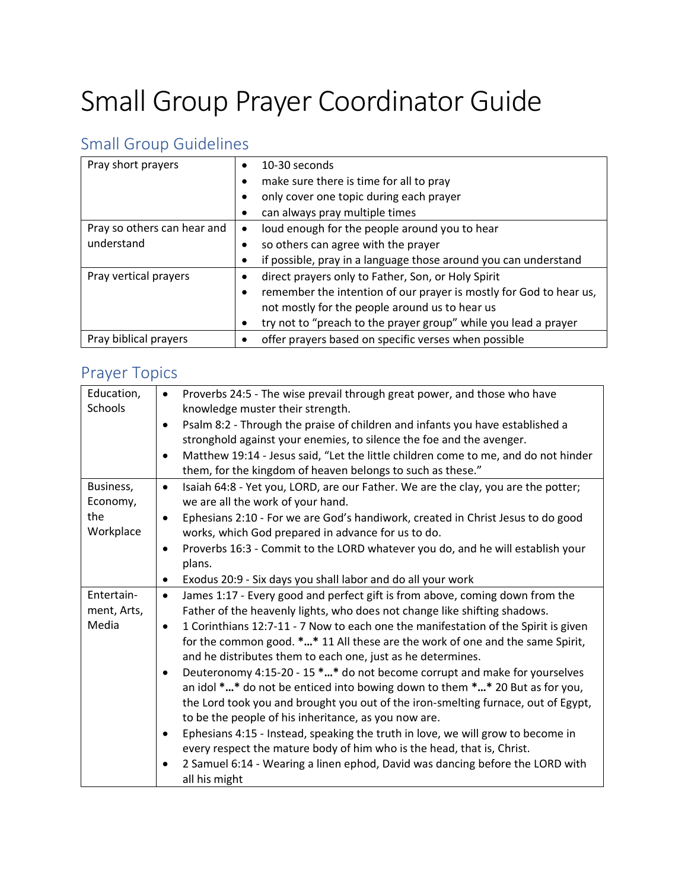# Small Group Prayer Coordinator Guide

## Small Group Guidelines

| | |
|---|---|
| Pray short prayers | • 10-30 seconds<br>• make sure there is time for all to pray<br>• only cover one topic during each prayer<br>• can always pray multiple times |
| Pray so others can hear and understand | • loud enough for the people around you to hear<br>• so others can agree with the prayer<br>• if possible, pray in a language those around you can understand |
| Pray vertical prayers | • direct prayers only to Father, Son, or Holy Spirit<br>• remember the intention of our prayer is mostly for God to hear us, not mostly for the people around us to hear us<br>• try not to "preach to the prayer group" while you lead a prayer |
| Pray biblical prayers | • offer prayers based on specific verses when possible |

## Prayer Topics

| | |
|---|---|
| Education, Schools | • Proverbs 24:5 - The wise prevail through great power, and those who have knowledge muster their strength.<br>• Psalm 8:2 - Through the praise of children and infants you have established a stronghold against your enemies, to silence the foe and the avenger.<br>• Matthew 19:14 - Jesus said, "Let the little children come to me, and do not hinder them, for the kingdom of heaven belongs to such as these." |
| Business, Economy, the Workplace | • Isaiah 64:8 - Yet you, LORD, are our Father. We are the clay, you are the potter; we are all the work of your hand.<br>• Ephesians 2:10 - For we are God's handiwork, created in Christ Jesus to do good works, which God prepared in advance for us to do.<br>• Proverbs 16:3 - Commit to the LORD whatever you do, and he will establish your plans.<br>• Exodus 20:9 - Six days you shall labor and do all your work |
| Entertain-ment, Arts, Media | • James 1:17 - Every good and perfect gift is from above, coming down from the Father of the heavenly lights, who does not change like shifting shadows.<br>• 1 Corinthians 12:7-11 - 7 Now to each one the manifestation of the Spirit is given for the common good. **\*…\*** 11 All these are the work of one and the same Spirit, and he distributes them to each one, just as he determines.<br>• Deuteronomy 4:15-20 - 15 **\*…\*** do not become corrupt and make for yourselves an idol **\*…\*** do not be enticed into bowing down to them **\*…\*** 20 But as for you, the Lord took you and brought you out of the iron-smelting furnace, out of Egypt, to be the people of his inheritance, as you now are.<br>• Ephesians 4:15 - Instead, speaking the truth in love, we will grow to become in every respect the mature body of him who is the head, that is, Christ.<br>• 2 Samuel 6:14 - Wearing a linen ephod, David was dancing before the LORD with all his might |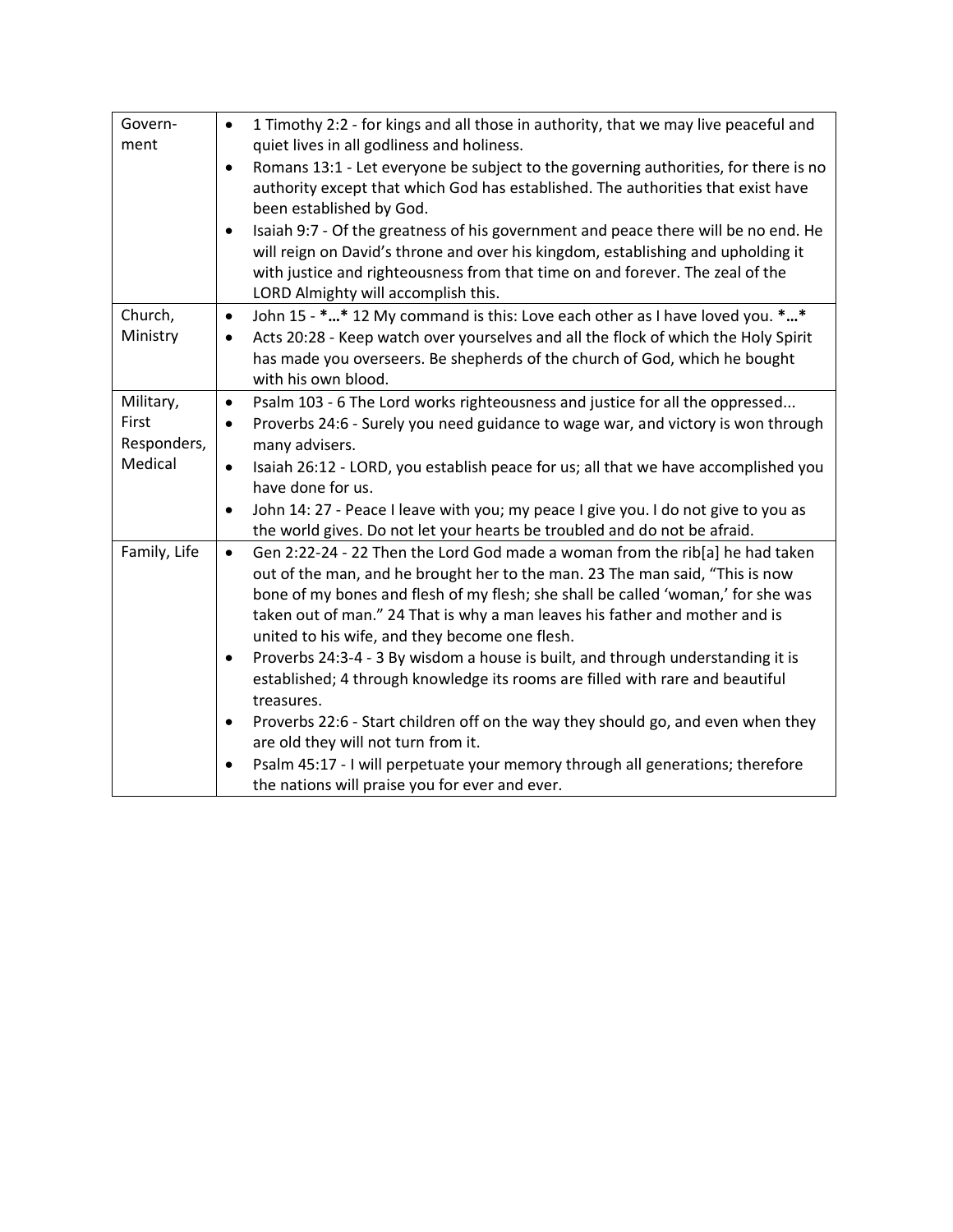| | |
|---|---|
| Govern-ment | • 1 Timothy 2:2 - for kings and all those in authority, that we may live peaceful and quiet lives in all godliness and holiness.<br>• Romans 13:1 - Let everyone be subject to the governing authorities, for there is no authority except that which God has established. The authorities that exist have been established by God.<br>• Isaiah 9:7 - Of the greatness of his government and peace there will be no end. He will reign on David's throne and over his kingdom, establishing and upholding it with justice and righteousness from that time on and forever. The zeal of the LORD Almighty will accomplish this. |
| Church, Ministry | • John 15 - ***…*** 12 My command is this: Love each other as I have loved you. ***…***<br>• Acts 20:28 - Keep watch over yourselves and all the flock of which the Holy Spirit has made you overseers. Be shepherds of the church of God, which he bought with his own blood. |
| Military, First Responders, Medical | • Psalm 103 - 6 The Lord works righteousness and justice for all the oppressed...<br>• Proverbs 24:6 - Surely you need guidance to wage war, and victory is won through many advisers.<br>• Isaiah 26:12 - LORD, you establish peace for us; all that we have accomplished you have done for us.<br>• John 14: 27 - Peace I leave with you; my peace I give you. I do not give to you as the world gives. Do not let your hearts be troubled and do not be afraid. |
| Family, Life | • Gen 2:22-24 - 22 Then the Lord God made a woman from the rib[a] he had taken out of the man, and he brought her to the man. 23 The man said, "This is now bone of my bones and flesh of my flesh; she shall be called 'woman,' for she was taken out of man." 24 That is why a man leaves his father and mother and is united to his wife, and they become one flesh.<br>• Proverbs 24:3-4 - 3 By wisdom a house is built, and through understanding it is established; 4 through knowledge its rooms are filled with rare and beautiful treasures.<br>• Proverbs 22:6 - Start children off on the way they should go, and even when they are old they will not turn from it.<br>• Psalm 45:17 - I will perpetuate your memory through all generations; therefore the nations will praise you for ever and ever. |